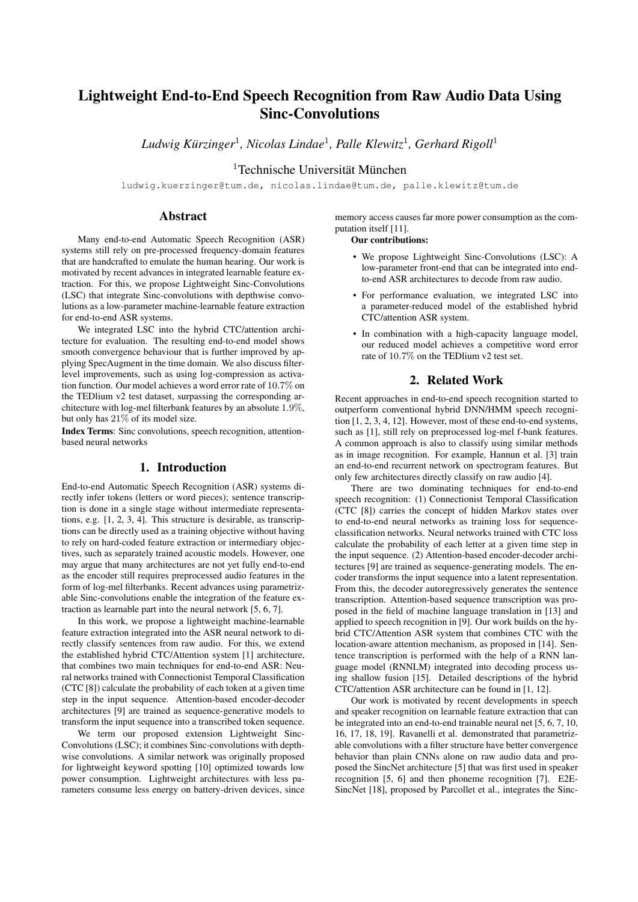# Lightweight End-to-End Speech Recognition from Raw Audio Data Using Sinc-Convolutions

*Ludwig Kürzinger*[1], *Nicolas Lindae*[1], *Palle Klewitz*[1], *Gerhard Rigoll*[1]

[1]Technische Universität München

ludwig.kuerzinger@tum.de, nicolas.lindae@tum.de, palle.klewitz@tum.de

## Abstract

Many end-to-end Automatic Speech Recognition (ASR) systems still rely on pre-processed frequency-domain features that are handcrafted to emulate the human hearing. Our work is motivated by recent advances in integrated learnable feature extraction. For this, we propose Lightweight Sinc-Convolutions (LSC) that integrate Sinc-convolutions with depthwise convolutions as a low-parameter machine-learnable feature extraction for end-to-end ASR systems.

We integrated LSC into the hybrid CTC/attention architecture for evaluation. The resulting end-to-end model shows smooth convergence behaviour that is further improved by applying SpecAugment in the time domain. We also discuss filter-level improvements, such as using log-compression as activation function. Our model achieves a word error rate of $10.7\%$ on the TEDlium v2 test dataset, surpassing the corresponding architecture with log-mel filterbank features by an absolute $1.9\%$, but only has $21\%$ of its model size.

**Index Terms**: Sinc convolutions, speech recognition, attention-based neural networks

## 1. Introduction

End-to-end Automatic Speech Recognition (ASR) systems directly infer tokens (letters or word pieces); sentence transcription is done in a single stage without intermediate representations, e.g. [1, 2, 3, 4]. This structure is desirable, as transcriptions can be directly used as a training objective without having to rely on hard-coded feature extraction or intermediary objectives, such as separately trained acoustic models. However, one may argue that many architectures are not yet fully end-to-end as the encoder still requires preprocessed audio features in the form of log-mel filterbanks. Recent advances using parametrizable Sinc-convolutions enable the integration of the feature extraction as learnable part into the neural network [5, 6, 7].

In this work, we propose a lightweight machine-learnable feature extraction integrated into the ASR neural network to directly classify sentences from raw audio. For this, we extend the established hybrid CTC/Attention system [1] architecture, that combines two main techniques for end-to-end ASR: Neural networks trained with Connectionist Temporal Classification (CTC [8]) calculate the probability of each token at a given time step in the input sequence. Attention-based encoder-decoder architectures [9] are trained as sequence-generative models to transform the input sequence into a transcribed token sequence.

We term our proposed extension Lightweight Sinc-Convolutions (LSC); it combines Sinc-convolutions with depthwise convolutions. A similar network was originally proposed for lightweight keyword spotting [10] optimized towards low power consumption. Lightweight architectures with less parameters consume less energy on battery-driven devices, since memory access causes far more power consumption as the computation itself [11].

**Our contributions:**

- We propose Lightweight Sinc-Convolutions (LSC): A low-parameter front-end that can be integrated into end-to-end ASR architectures to decode from raw audio.
- For performance evaluation, we integrated LSC into a parameter-reduced model of the established hybrid CTC/attention ASR system.
- In combination with a high-capacity language model, our reduced model achieves a competitive word error rate of $10.7\%$ on the TEDlium v2 test set.

## 2. Related Work

Recent approaches in end-to-end speech recognition started to outperform conventional hybrid DNN/HMM speech recognition [1, 2, 3, 4, 12]. However, most of these end-to-end systems, such as [1], still rely on preprocessed log-mel f-bank features. A common approach is also to classify using similar methods as in image recognition. For example, Hannun et al. [3] train an end-to-end recurrent network on spectrogram features. But only few architectures directly classify on raw audio [4].

There are two dominating techniques for end-to-end speech recognition: (1) Connectionist Temporal Classification (CTC [8]) carries the concept of hidden Markov states over to end-to-end neural networks as training loss for sequence-classification networks. Neural networks trained with CTC loss calculate the probability of each letter at a given time step in the input sequence. (2) Attention-based encoder-decoder architectures [9] are trained as sequence-generating models. The encoder transforms the input sequence into a latent representation. From this, the decoder autoregressively generates the sentence transcription. Attention-based sequence transcription was proposed in the field of machine language translation in [13] and applied to speech recognition in [9]. Our work builds on the hybrid CTC/Attention ASR system that combines CTC with the location-aware attention mechanism, as proposed in [14]. Sentence transcription is performed with the help of a RNN language model (RNNLM) integrated into decoding process using shallow fusion [15]. Detailed descriptions of the hybrid CTC/attention ASR architecture can be found in [1, 12].

Our work is motivated by recent developments in speech and speaker recognition on learnable feature extraction that can be integrated into an end-to-end trainable neural net [5, 6, 7, 10, 16, 17, 18, 19]. Ravanelli et al. demonstrated that parametrizable convolutions with a filter structure have better convergence behavior than plain CNNs alone on raw audio data and proposed the SincNet architecture [5] that was first used in speaker recognition [5, 6] and then phoneme recognition [7]. E2E-SincNet [18], proposed by Parcollet et al., integrates the Sinc-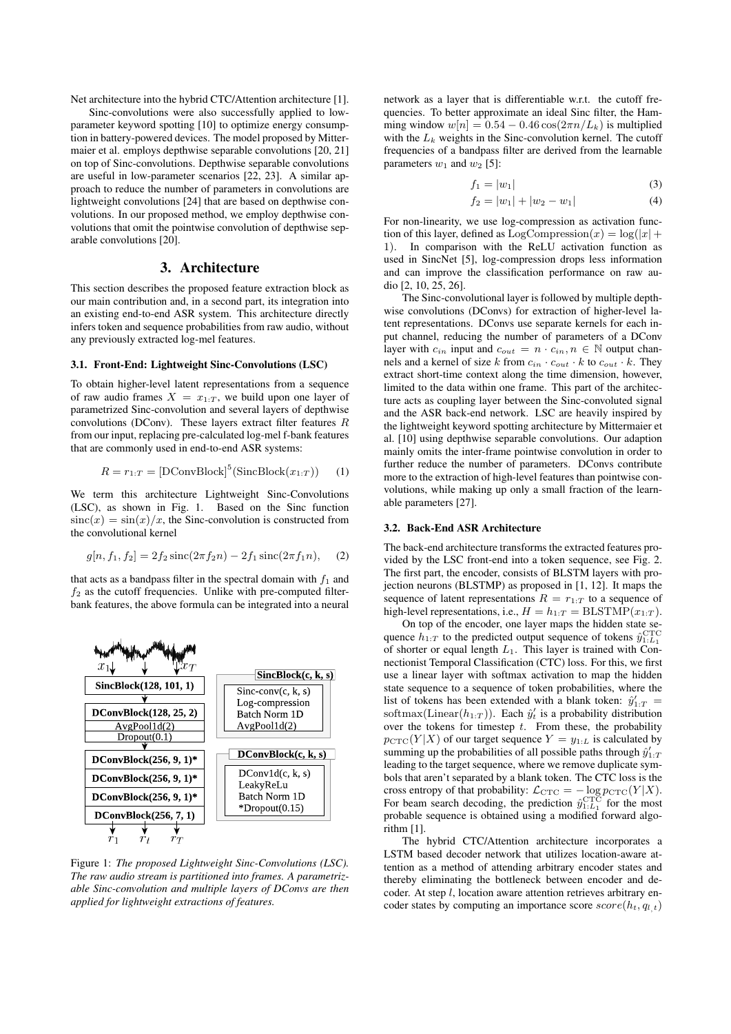Net architecture into the hybrid CTC/Attention architecture [1].

Sinc-convolutions were also successfully applied to low-parameter keyword spotting [10] to optimize energy consumption in battery-powered devices. The model proposed by Mittermaier et al. employs depthwise separable convolutions [20, 21] on top of Sinc-convolutions. Depthwise separable convolutions are useful in low-parameter scenarios [22, 23]. A similar approach to reduce the number of parameters in convolutions are lightweight convolutions [24] that are based on depthwise convolutions. In our proposed method, we employ depthwise convolutions that omit the pointwise convolution of depthwise separable convolutions [20].

# 3. Architecture

This section describes the proposed feature extraction block as our main contribution and, in a second part, its integration into an existing end-to-end ASR system. This architecture directly infers token and sequence probabilities from raw audio, without any previously extracted log-mel features.

### 3.1. Front-End: Lightweight Sinc-Convolutions (LSC)

To obtain higher-level latent representations from a sequence of raw audio frames $X = x_{1:T}$, we build upon one layer of parametrized Sinc-convolution and several layers of depthwise convolutions (DConv). These layers extract filter features $R$ from our input, replacing pre-calculated log-mel f-bank features that are commonly used in end-to-end ASR systems:

$$R = r_{1:T} = [\text{DConvBlock}]^5(\text{SincBlock}(x_{1:T})) \quad (1)$$

We term this architecture Lightweight Sinc-Convolutions (LSC), as shown in Fig. 1. Based on the Sinc function $\text{sinc}(x) = \sin(x)/x$, the Sinc-convolution is constructed from the convolutional kernel

$$g[n, f_1, f_2] = 2f_2 \,\text{sinc}(2\pi f_2 n) - 2f_1 \,\text{sinc}(2\pi f_1 n), \quad (2)$$

that acts as a bandpass filter in the spectral domain with $f_1$ and $f_2$ as the cutoff frequencies. Unlike with pre-computed filterbank features, the above formula can be integrated into a neural network as a layer that is differentiable w.r.t. the cutoff frequencies. To better approximate an ideal Sinc filter, the Hamming window $w[n] = 0.54 - 0.46\cos(2\pi n/L_k)$ is multiplied with the $L_k$ weights in the Sinc-convolution kernel. The cutoff frequencies of a bandpass filter are derived from the learnable parameters $w_1$ and $w_2$ [5]:

$$f_1 = |w_1| \quad (3)$$

$$f_2 = |w_1| + |w_2 - w_1| \quad (4)$$

For non-linearity, we use log-compression as activation function of this layer, defined as $\text{LogCompression}(x) = \log(|x| + 1)$. In comparison with the ReLU activation function as used in SincNet [5], log-compression drops less information and can improve the classification performance on raw audio [2, 10, 25, 26].

The Sinc-convolutional layer is followed by multiple depthwise convolutions (DConvs) for extraction of higher-level latent representations. DConvs use separate kernels for each input channel, reducing the number of parameters of a DConv layer with $c_{in}$ input and $c_{out} = n \cdot c_{in}, n \in \mathbb{N}$ output channels and a kernel of size $k$ from $c_{in} \cdot c_{out} \cdot k$ to $c_{out} \cdot k$. They extract short-time context along the time dimension, however, limited to the data within one frame. This part of the architecture acts as coupling layer between the Sinc-convoluted signal and the ASR back-end network. LSC are heavily inspired by the lightweight keyword spotting architecture by Mittermaier et al. [10] using depthwise separable convolutions. Our adaption mainly omits the inter-frame pointwise convolution in order to further reduce the number of parameters. DConvs contribute more to the extraction of high-level features than pointwise convolutions, while making up only a small fraction of the learnable parameters [27].

Figure 1: *The proposed Lightweight Sinc-Convolutions (LSC). The raw audio stream is partitioned into frames. A parametrizable Sinc-convolution and multiple layers of DConvs are then applied for lightweight extractions of features.*

### 3.2. Back-End ASR Architecture

The back-end architecture transforms the extracted features provided by the LSC front-end into a token sequence, see Fig. 2. The first part, the encoder, consists of BLSTM layers with projection neurons (BLSTMP) as proposed in [1, 12]. It maps the sequence of latent representations $R = r_{1:T}$ to a sequence of high-level representations, i.e., $H = h_{1:T} = \text{BLSTMP}(x_{1:T})$.

On top of the encoder, one layer maps the hidden state sequence $h_{1:T}$ to the predicted output sequence of tokens $\hat{y}^{\text{CTC}}_{1:L_1}$ of shorter or equal length $L_1$. This layer is trained with Connectionist Temporal Classification (CTC) loss. For this, we first use a linear layer with softmax activation to map the hidden state sequence to a sequence of token probabilities, where the list of tokens has been extended with a blank token: $\hat{y}'_{1:T} = \text{softmax}(\text{Linear}(h_{1:T}))$. Each $\hat{y}'_t$ is a probability distribution over the tokens for timestep $t$. From these, the probability $p_{\text{CTC}}(Y|X)$ of our target sequence $Y = y_{1:L}$ is calculated by summing up the probabilities of all possible paths through $\hat{y}'_{1:T}$ leading to the target sequence, where we remove duplicate symbols that aren't separated by a blank token. The CTC loss is the cross entropy of that probability: $\mathcal{L}_{\text{CTC}} = -\log p_{\text{CTC}}(Y|X)$. For beam search decoding, the prediction $\hat{y}^{\text{CTC}}_{1:L_1}$ for the most probable sequence is obtained using a modified forward algorithm [1].

The hybrid CTC/Attention architecture incorporates a LSTM based decoder network that utilizes location-aware attention as a method of attending arbitrary encoder states and thereby eliminating the bottleneck between encoder and decoder. At step $l$, location aware attention retrieves arbitrary encoder states by computing an importance score $score(h_t, q_{l,t})$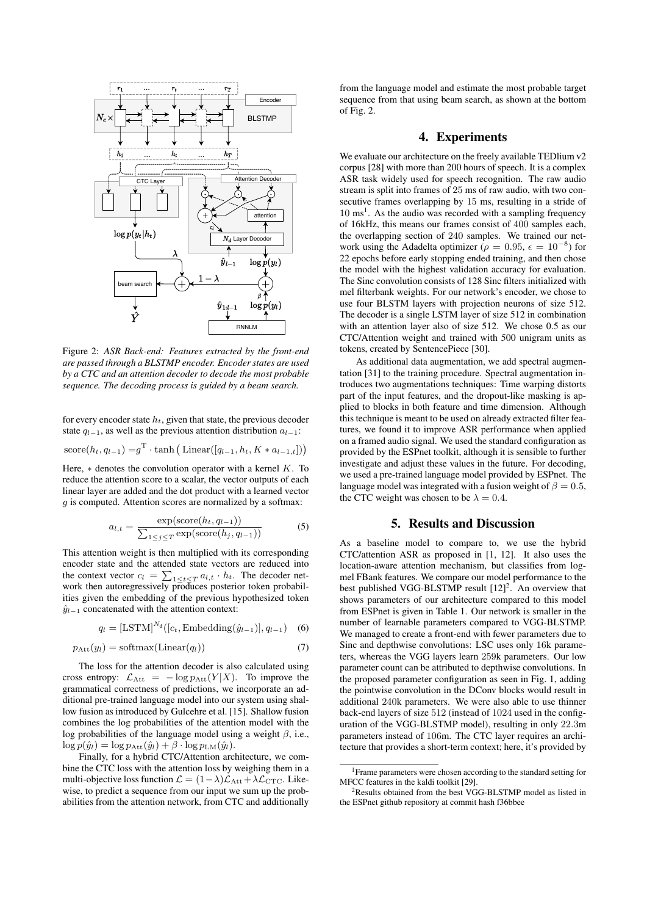Figure 2: *ASR Back-end: Features extracted by the front-end are passed through a BLSTMP encoder. Encoder states are used by a CTC and an attention decoder to decode the most probable sequence. The decoding process is guided by a beam search.*

for every encoder state $h_t$, given that state, the previous decoder state $q_{l-1}$, as well as the previous attention distribution $a_{l-1}$:

$$\text{score}(h_t, q_{l-1}) = g^{\mathrm{T}} \cdot \tanh\left(\text{Linear}([q_{l-1}, h_t, K * a_{l-1,t}])\right)$$

Here, $*$ denotes the convolution operator with a kernel $K$. To reduce the attention score to a scalar, the vector outputs of each linear layer are added and the dot product with a learned vector $g$ is computed. Attention scores are normalized by a softmax:

$$a_{l,t} = \frac{\exp(\text{score}(h_t, q_{l-1}))}{\sum_{1 \leq j \leq T} \exp(\text{score}(h_j, q_{l-1}))} \quad (5)$$

This attention weight is then multiplied with its corresponding encoder state and the attended state vectors are reduced into the context vector $c_l = \sum_{1 \leq t \leq T} a_{l,t} \cdot h_t$. The decoder network then autoregressively produces posterior token probabilities given the embedding of the previous hypothesized token $\hat{y}_{l-1}$ concatenated with the attention context:

$$q_l = [\text{LSTM}]^{N_d}([c_l, \text{Embedding}(\hat{y}_{l-1})], q_{l-1}) \quad (6)$$

$$p_{\text{Att}}(y_l) = \text{softmax}(\text{Linear}(q_l)) \quad (7)$$

The loss for the attention decoder is also calculated using cross entropy: $\mathcal{L}_{\text{Att}} = -\log p_{\text{Att}}(Y|X)$. To improve the grammatical correctness of predictions, we incorporate an additional pre-trained language model into our system using shallow fusion as introduced by Gulcehre et al. [15]. Shallow fusion combines the log probabilities of the attention model with the log probabilities of the language model using a weight $\beta$, i.e., $\log p(\hat{y}_l) = \log p_{\text{Att}}(\hat{y}_l) + \beta \cdot \log p_{\text{LM}}(\hat{y}_l)$.

Finally, for a hybrid CTC/Attention architecture, we combine the CTC loss with the attention loss by weighing them in a multi-objective loss function $\mathcal{L} = (1-\lambda)\mathcal{L}_{\text{Att}} + \lambda\mathcal{L}_{\text{CTC}}$. Likewise, to predict a sequence from our input we sum up the probabilities from the attention network, from CTC and additionally from the language model and estimate the most probable target sequence from that using beam search, as shown at the bottom of Fig. 2.

## 4. Experiments

We evaluate our architecture on the freely available TEDlium v2 corpus [28] with more than 200 hours of speech. It is a complex ASR task widely used for speech recognition. The raw audio stream is split into frames of 25 ms of raw audio, with two consecutive frames overlapping by 15 ms, resulting in a stride of 10 ms[1]. As the audio was recorded with a sampling frequency of 16kHz, this means our frames consist of 400 samples each, the overlapping section of 240 samples. We trained our network using the Adadelta optimizer ($\rho = 0.95$, $\epsilon = 10^{-8}$) for 22 epochs before early stopping ended training, and then chose the model with the highest validation accuracy for evaluation. The Sinc convolution consists of 128 Sinc filters initialized with mel filterbank weights. For our network's encoder, we chose to use four BLSTM layers with projection neurons of size 512. The decoder is a single LSTM layer of size 512 in combination with an attention layer also of size 512. We chose 0.5 as our CTC/Attention weight and trained with 500 unigram units as tokens, created by SentencePiece [30].

As additional data augmentation, we add spectral augmentation [31] to the training procedure. Spectral augmentation introduces two augmentations techniques: Time warping distorts part of the input features, and the dropout-like masking is applied to blocks in both feature and time dimension. Although this technique is meant to be used on already extracted filter features, we found it to improve ASR performance when applied on a framed audio signal. We used the standard configuration as provided by the ESPnet toolkit, although it is sensible to further investigate and adjust these values in the future. For decoding, we used a pre-trained language model provided by ESPnet. The language model was integrated with a fusion weight of $\beta = 0.5$, the CTC weight was chosen to be $\lambda = 0.4$.

## 5. Results and Discussion

As a baseline model to compare to, we use the hybrid CTC/attention ASR as proposed in [1, 12]. It also uses the location-aware attention mechanism, but classifies from log-mel FBank features. We compare our model performance to the best published VGG-BLSTMP result [12][2]. An overview that shows parameters of our architecture compared to this model from ESPnet is given in Table 1. Our network is smaller in the number of learnable parameters compared to VGG-BLSTMP. We managed to create a front-end with fewer parameters due to Sinc and depthwise convolutions: LSC uses only 16k parameters, whereas the VGG layers learn 259k parameters. Our low parameter count can be attributed to depthwise convolutions. In the proposed parameter configuration as seen in Fig. 1, adding the pointwise convolution in the DConv blocks would result in additional 240k parameters. We were also able to use thinner back-end layers of size 512 (instead of 1024 used in the configuration of the VGG-BLSTMP model), resulting in only 22.3m parameters instead of 106m. The CTC layer requires an architecture that provides a short-term context; here, it's provided by

[1] Frame parameters were chosen according to the standard setting for MFCC features in the kaldi toolkit [29].

[2] Results obtained from the best VGG-BLSTMP model as listed in the ESPnet github repository at commit hash f36bbee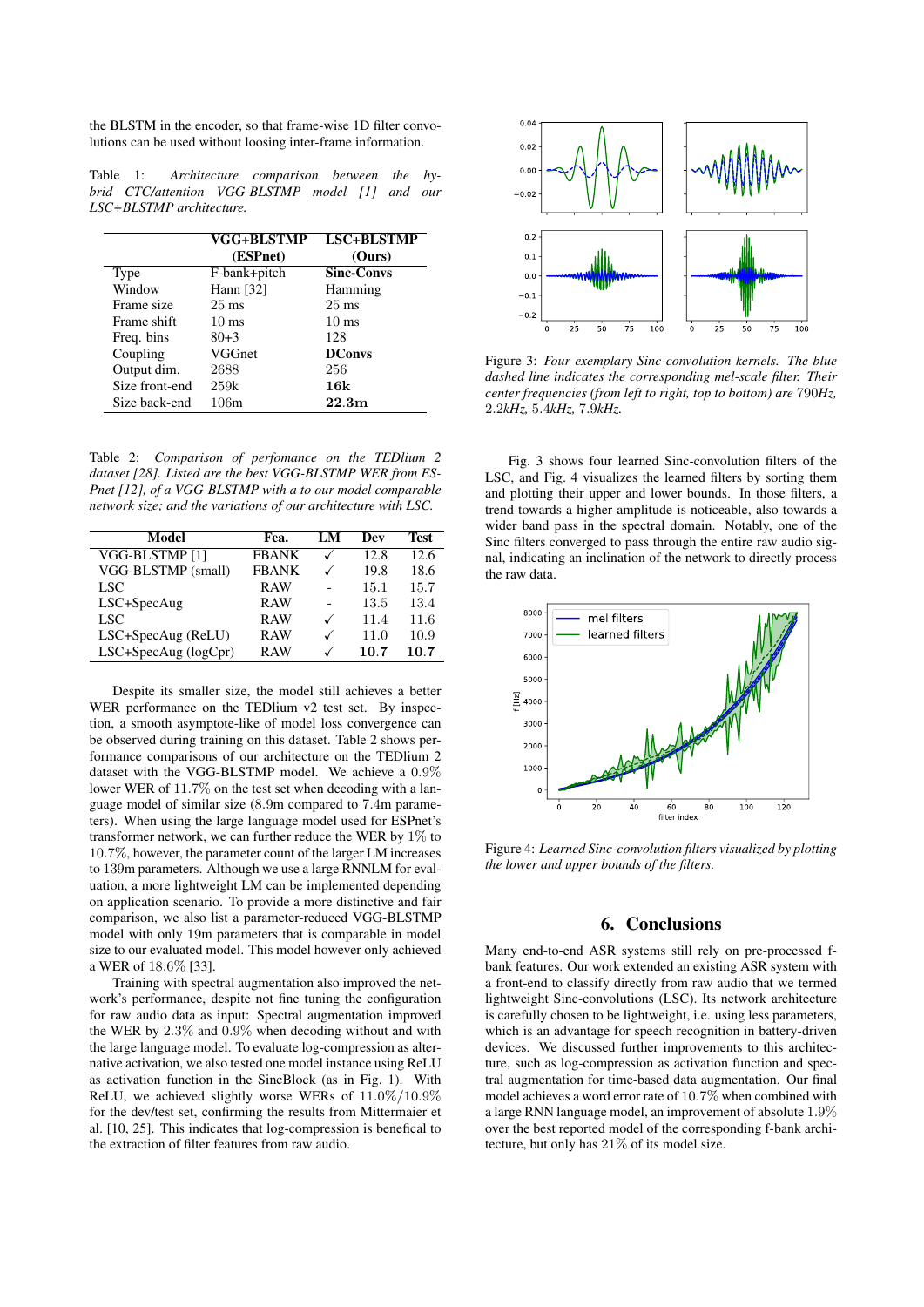the BLSTM in the encoder, so that frame-wise 1D filter convolutions can be used without loosing inter-frame information.

Table 1: *Architecture comparison between the hybrid CTC/attention VGG-BLSTMP model [1] and our LSC+BLSTMP architecture.*

| | VGG+BLSTMP (ESPnet) | LSC+BLSTMP (Ours) |
|---|---|---|
| Type | F-bank+pitch | **Sinc-Convs** |
| Window | Hann [32] | Hamming |
| Frame size | 25 ms | 25 ms |
| Frame shift | 10 ms | 10 ms |
| Freq. bins | 80+3 | 128 |
| Coupling | VGGnet | **DConvs** |
| Output dim. | 2688 | 256 |
| Size front-end | 259k | **16k** |
| Size back-end | 106m | **22.3m** |

Table 2: *Comparison of perfomance on the TEDlium 2 dataset [28]. Listed are the best VGG-BLSTMP WER from ESPnet [12], of a VGG-BLSTMP with a to our model comparable network size; and the variations of our architecture with LSC.*

| Model | Fea. | LM | Dev | Test |
|---|---|---|---|---|
| VGG-BLSTMP [1] | FBANK | ✓ | 12.8 | 12.6 |
| VGG-BLSTMP (small) | FBANK | ✓ | 19.8 | 18.6 |
| LSC | RAW | - | 15.1 | 15.7 |
| LSC+SpecAug | RAW | - | 13.5 | 13.4 |
| LSC | RAW | ✓ | 11.4 | 11.6 |
| LSC+SpecAug (ReLU) | RAW | ✓ | 11.0 | 10.9 |
| LSC+SpecAug (logCpr) | RAW | ✓ | **10.7** | **10.7** |

Despite its smaller size, the model still achieves a better WER performance on the TEDlium v2 test set. By inspection, a smooth asymptote-like of model loss convergence can be observed during training on this dataset. Table 2 shows performance comparisons of our architecture on the TEDlium 2 dataset with the VGG-BLSTMP model. We achieve a 0.9% lower WER of 11.7% on the test set when decoding with a language model of similar size (8.9m compared to 7.4m parameters). When using the large language model used for ESPnet's transformer network, we can further reduce the WER by 1% to 10.7%, however, the parameter count of the larger LM increases to 139m parameters. Although we use a large RNNLM for evaluation, a more lightweight LM can be implemented depending on application scenario. To provide a more distinctive and fair comparison, we also list a parameter-reduced VGG-BLSTMP model with only 19m parameters that is comparable in model size to our evaluated model. This model however only achieved a WER of 18.6% [33].

Training with spectral augmentation also improved the network's performance, despite not fine tuning the configuration for raw audio data as input: Spectral augmentation improved the WER by 2.3% and 0.9% when decoding without and with the large language model. To evaluate log-compression as alternative activation, we also tested one model instance using ReLU as activation function in the SincBlock (as in Fig. 1). With ReLU, we achieved slightly worse WERs of 11.0%/10.9% for the dev/test set, confirming the results from Mittermaier et al. [10, 25]. This indicates that log-compression is benefical to the extraction of filter features from raw audio.

Figure 3: *Four exemplary Sinc-convolution kernels. The blue dashed line indicates the corresponding mel-scale filter. Their center frequencies (from left to right, top to bottom) are 790Hz, 2.2kHz, 5.4kHz, 7.9kHz.*

Fig. 3 shows four learned Sinc-convolution filters of the LSC, and Fig. 4 visualizes the learned filters by sorting them and plotting their upper and lower bounds. In those filters, a trend towards a higher amplitude is noticeable, also towards a wider band pass in the spectral domain. Notably, one of the Sinc filters converged to pass through the entire raw audio signal, indicating an inclination of the network to directly process the raw data.

Figure 4: *Learned Sinc-convolution filters visualized by plotting the lower and upper bounds of the filters.*

## 6. Conclusions

Many end-to-end ASR systems still rely on pre-processed f-bank features. Our work extended an existing ASR system with a front-end to classify directly from raw audio that we termed lightweight Sinc-convolutions (LSC). Its network architecture is carefully chosen to be lightweight, i.e. using less parameters, which is an advantage for speech recognition in battery-driven devices. We discussed further improvements to this architecture, such as log-compression as activation function and spectral augmentation for time-based data augmentation. Our final model achieves a word error rate of 10.7% when combined with a large RNN language model, an improvement of absolute 1.9% over the best reported model of the corresponding f-bank architecture, but only has 21% of its model size.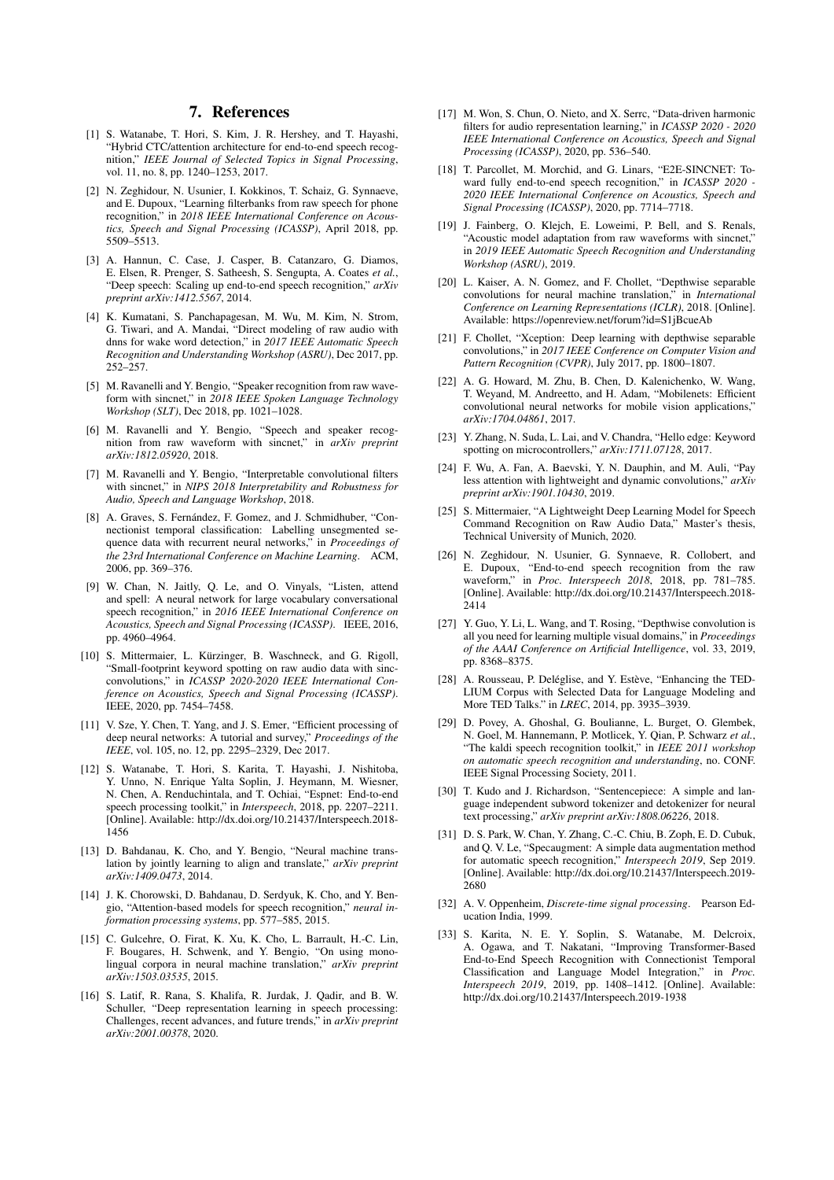## 7. References

[1] S. Watanabe, T. Hori, S. Kim, J. R. Hershey, and T. Hayashi, "Hybrid CTC/attention architecture for end-to-end speech recognition," *IEEE Journal of Selected Topics in Signal Processing*, vol. 11, no. 8, pp. 1240–1253, 2017.

[2] N. Zeghidour, N. Usunier, I. Kokkinos, T. Schaiz, G. Synnaeve, and E. Dupoux, "Learning filterbanks from raw speech for phone recognition," in *2018 IEEE International Conference on Acoustics, Speech and Signal Processing (ICASSP)*, April 2018, pp. 5509–5513.

[3] A. Hannun, C. Case, J. Casper, B. Catanzaro, G. Diamos, E. Elsen, R. Prenger, S. Satheesh, S. Sengupta, A. Coates *et al.*, "Deep speech: Scaling up end-to-end speech recognition," *arXiv preprint arXiv:1412.5567*, 2014.

[4] K. Kumatani, S. Panchapagesan, M. Wu, M. Kim, N. Strom, G. Tiwari, and A. Mandai, "Direct modeling of raw audio with dnns for wake word detection," in *2017 IEEE Automatic Speech Recognition and Understanding Workshop (ASRU)*, Dec 2017, pp. 252–257.

[5] M. Ravanelli and Y. Bengio, "Speaker recognition from raw waveform with sincnet," in *2018 IEEE Spoken Language Technology Workshop (SLT)*, Dec 2018, pp. 1021–1028.

[6] M. Ravanelli and Y. Bengio, "Speech and speaker recognition from raw waveform with sincnet," in *arXiv preprint arXiv:1812.05920*, 2018.

[7] M. Ravanelli and Y. Bengio, "Interpretable convolutional filters with sincnet," in *NIPS 2018 Interpretability and Robustness for Audio, Speech and Language Workshop*, 2018.

[8] A. Graves, S. Fernández, F. Gomez, and J. Schmidhuber, "Connectionist temporal classification: Labelling unsegmented sequence data with recurrent neural networks," in *Proceedings of the 23rd International Conference on Machine Learning*. ACM, 2006, pp. 369–376.

[9] W. Chan, N. Jaitly, Q. Le, and O. Vinyals, "Listen, attend and spell: A neural network for large vocabulary conversational speech recognition," in *2016 IEEE International Conference on Acoustics, Speech and Signal Processing (ICASSP)*. IEEE, 2016, pp. 4960–4964.

[10] S. Mittermaier, L. Kürzinger, B. Waschneck, and G. Rigoll, "Small-footprint keyword spotting on raw audio data with sinc-convolutions," in *ICASSP 2020-2020 IEEE International Conference on Acoustics, Speech and Signal Processing (ICASSP)*. IEEE, 2020, pp. 7454–7458.

[11] V. Sze, Y. Chen, T. Yang, and J. S. Emer, "Efficient processing of deep neural networks: A tutorial and survey," *Proceedings of the IEEE*, vol. 105, no. 12, pp. 2295–2329, Dec 2017.

[12] S. Watanabe, T. Hori, S. Karita, T. Hayashi, J. Nishitoba, Y. Unno, N. Enrique Yalta Soplin, J. Heymann, M. Wiesner, N. Chen, A. Renduchintala, and T. Ochiai, "Espnet: End-to-end speech processing toolkit," in *Interspeech*, 2018, pp. 2207–2211. [Online]. Available: http://dx.doi.org/10.21437/Interspeech.2018-1456

[13] D. Bahdanau, K. Cho, and Y. Bengio, "Neural machine translation by jointly learning to align and translate," *arXiv preprint arXiv:1409.0473*, 2014.

[14] J. K. Chorowski, D. Bahdanau, D. Serdyuk, K. Cho, and Y. Bengio, "Attention-based models for speech recognition," *neural information processing systems*, pp. 577–585, 2015.

[15] C. Gulcehre, O. Firat, K. Xu, K. Cho, L. Barrault, H.-C. Lin, F. Bougares, H. Schwenk, and Y. Bengio, "On using monolingual corpora in neural machine translation," *arXiv preprint arXiv:1503.03535*, 2015.

[16] S. Latif, R. Rana, S. Khalifa, R. Jurdak, J. Qadir, and B. W. Schuller, "Deep representation learning in speech processing: Challenges, recent advances, and future trends," in *arXiv preprint arXiv:2001.00378*, 2020.

[17] M. Won, S. Chun, O. Nieto, and X. Serrc, "Data-driven harmonic filters for audio representation learning," in *ICASSP 2020 - 2020 IEEE International Conference on Acoustics, Speech and Signal Processing (ICASSP)*, 2020, pp. 536–540.

[18] T. Parcollet, M. Morchid, and G. Linars, "E2E-SINCNET: Toward fully end-to-end speech recognition," in *ICASSP 2020 - 2020 IEEE International Conference on Acoustics, Speech and Signal Processing (ICASSP)*, 2020, pp. 7714–7718.

[19] J. Fainberg, O. Klejch, E. Loweimi, P. Bell, and S. Renals, "Acoustic model adaptation from raw waveforms with sincnet," in *2019 IEEE Automatic Speech Recognition and Understanding Workshop (ASRU)*, 2019.

[20] L. Kaiser, A. N. Gomez, and F. Chollet, "Depthwise separable convolutions for neural machine translation," in *International Conference on Learning Representations (ICLR)*, 2018. [Online]. Available: https://openreview.net/forum?id=S1jBcueAb

[21] F. Chollet, "Xception: Deep learning with depthwise separable convolutions," in *2017 IEEE Conference on Computer Vision and Pattern Recognition (CVPR)*, July 2017, pp. 1800–1807.

[22] A. G. Howard, M. Zhu, B. Chen, D. Kalenichenko, W. Wang, T. Weyand, M. Andreetto, and H. Adam, "Mobilenets: Efficient convolutional neural networks for mobile vision applications," *arXiv:1704.04861*, 2017.

[23] Y. Zhang, N. Suda, L. Lai, and V. Chandra, "Hello edge: Keyword spotting on microcontrollers," *arXiv:1711.07128*, 2017.

[24] F. Wu, A. Fan, A. Baevski, Y. N. Dauphin, and M. Auli, "Pay less attention with lightweight and dynamic convolutions," *arXiv preprint arXiv:1901.10430*, 2019.

[25] S. Mittermaier, "A Lightweight Deep Learning Model for Speech Command Recognition on Raw Audio Data," Master's thesis, Technical University of Munich, 2020.

[26] N. Zeghidour, N. Usunier, G. Synnaeve, R. Collobert, and E. Dupoux, "End-to-end speech recognition from the raw waveform," in *Proc. Interspeech 2018*, 2018, pp. 781–785. [Online]. Available: http://dx.doi.org/10.21437/Interspeech.2018-2414

[27] Y. Guo, Y. Li, L. Wang, and T. Rosing, "Depthwise convolution is all you need for learning multiple visual domains," in *Proceedings of the AAAI Conference on Artificial Intelligence*, vol. 33, 2019, pp. 8368–8375.

[28] A. Rousseau, P. Deléglise, and Y. Estève, "Enhancing the TED-LIUM Corpus with Selected Data for Language Modeling and More TED Talks." in *LREC*, 2014, pp. 3935–3939.

[29] D. Povey, A. Ghoshal, G. Boulianne, L. Burget, O. Glembek, N. Goel, M. Hannemann, P. Motlicek, Y. Qian, P. Schwarz *et al.*, "The kaldi speech recognition toolkit," in *IEEE 2011 workshop on automatic speech recognition and understanding*, no. CONF. IEEE Signal Processing Society, 2011.

[30] T. Kudo and J. Richardson, "Sentencepiece: A simple and language independent subword tokenizer and detokenizer for neural text processing," *arXiv preprint arXiv:1808.06226*, 2018.

[31] D. S. Park, W. Chan, Y. Zhang, C.-C. Chiu, B. Zoph, E. D. Cubuk, and Q. V. Le, "Specaugment: A simple data augmentation method for automatic speech recognition," *Interspeech 2019*, Sep 2019. [Online]. Available: http://dx.doi.org/10.21437/Interspeech.2019-2680

[32] A. V. Oppenheim, *Discrete-time signal processing*. Pearson Education India, 1999.

[33] S. Karita, N. E. Y. Soplin, S. Watanabe, M. Delcroix, A. Ogawa, and T. Nakatani, "Improving Transformer-Based End-to-End Speech Recognition with Connectionist Temporal Classification and Language Model Integration," in *Proc. Interspeech 2019*, 2019, pp. 1408–1412. [Online]. Available: http://dx.doi.org/10.21437/Interspeech.2019-1938